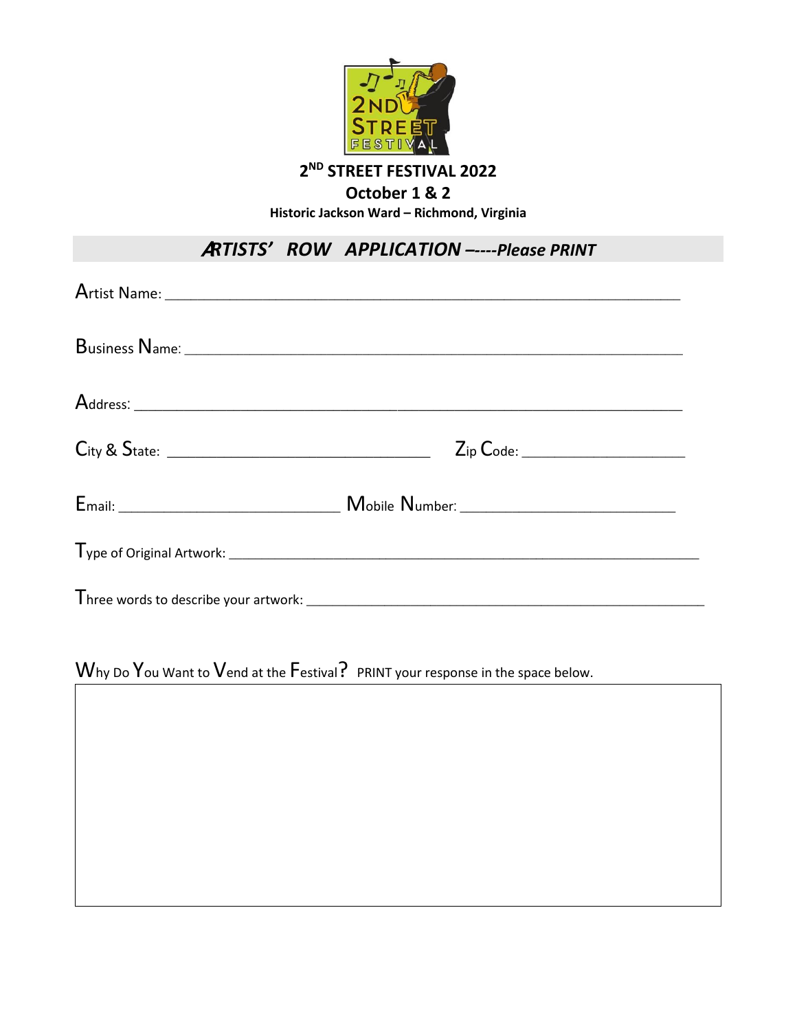# 2ND STREET FESTIVAL 2022

## October 1 & 2

**Historic Jackson Ward – Richmond, Virginia**

## *ARTISTS' ROW APPLICATION –----Please PRINT*

Artist Name: ______________________________________________________________

Business Name: ____________________________________________________________

Address: _________________________________________________________________

City & State: _______________________________ Zip Code: ___________________

Email: ________________________ Mobile Number: _________________________

Type of Original Artwork: ____________________________________________________

Three words to describe your artwork: _________________________________________

Why Do You Want to Vend at the Festival? PRINT your response in the space below.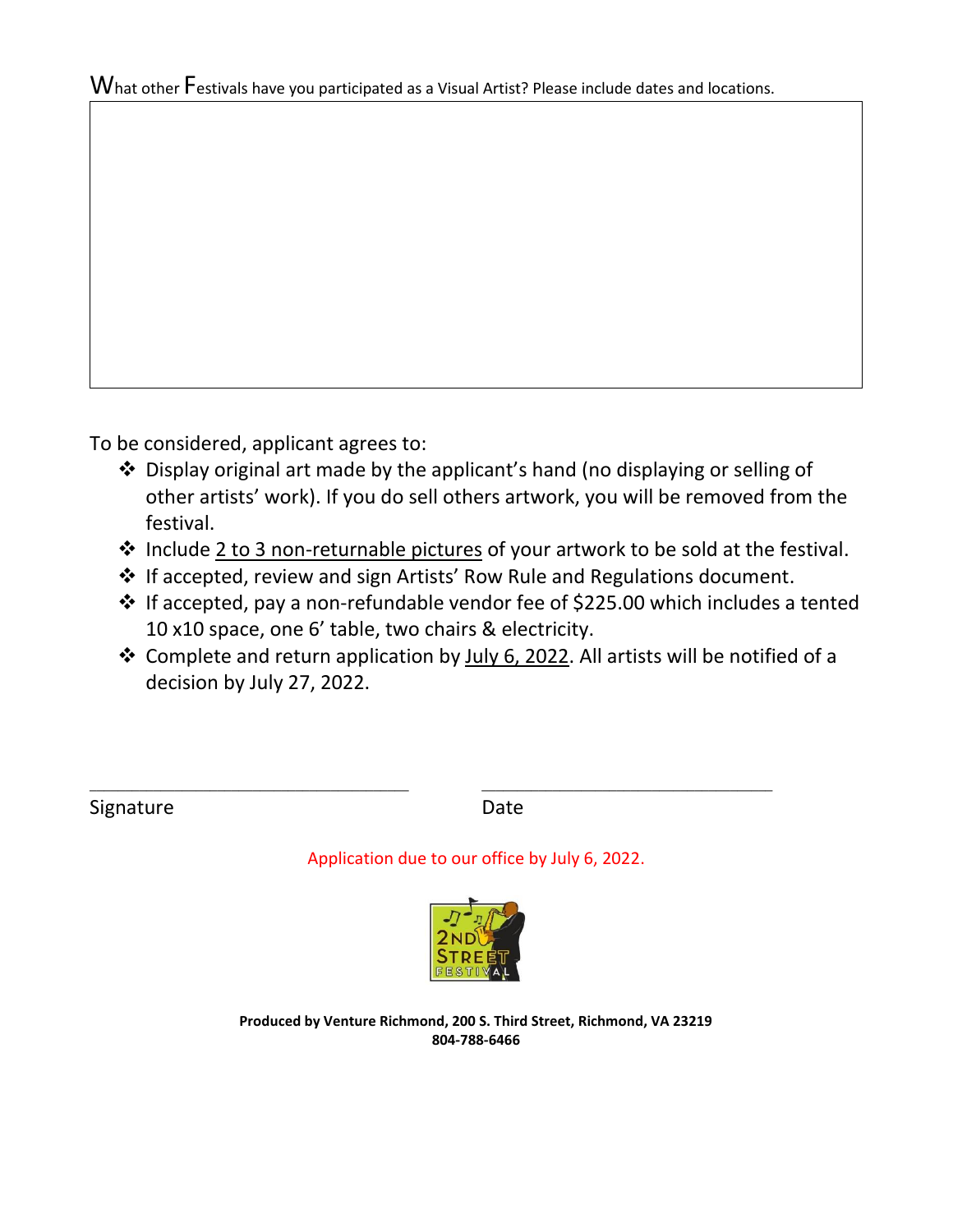What other Festivals have you participated as a Visual Artist? Please include dates and locations.

To be considered, applicant agrees to:

- Display original art made by the applicant's hand (no displaying or selling of other artists' work). If you do sell others artwork, you will be removed from the festival.
- Include 2 to 3 non-returnable pictures of your artwork to be sold at the festival.
- If accepted, review and sign Artists' Row Rule and Regulations document.
- If accepted, pay a non-refundable vendor fee of $225.00 which includes a tented 10 x10 space, one 6' table, two chairs & electricity.
- Complete and return application by July 6, 2022. All artists will be notified of a decision by July 27, 2022.

\_\_\_\_\_\_\_\_\_\_\_\_\_\_\_\_\_\_\_\_\_\_\_\_\_\_\_\_\_\_ \_\_\_\_\_\_\_\_\_\_\_\_\_\_\_\_\_\_\_\_\_\_\_\_\_\_\_\_\_\_

Signature Date

Application due to our office by July 6, 2022.

2ND STREET FESTIVAL

**Produced by Venture Richmond, 200 S. Third Street, Richmond, VA 23219**
**804-788-6466**